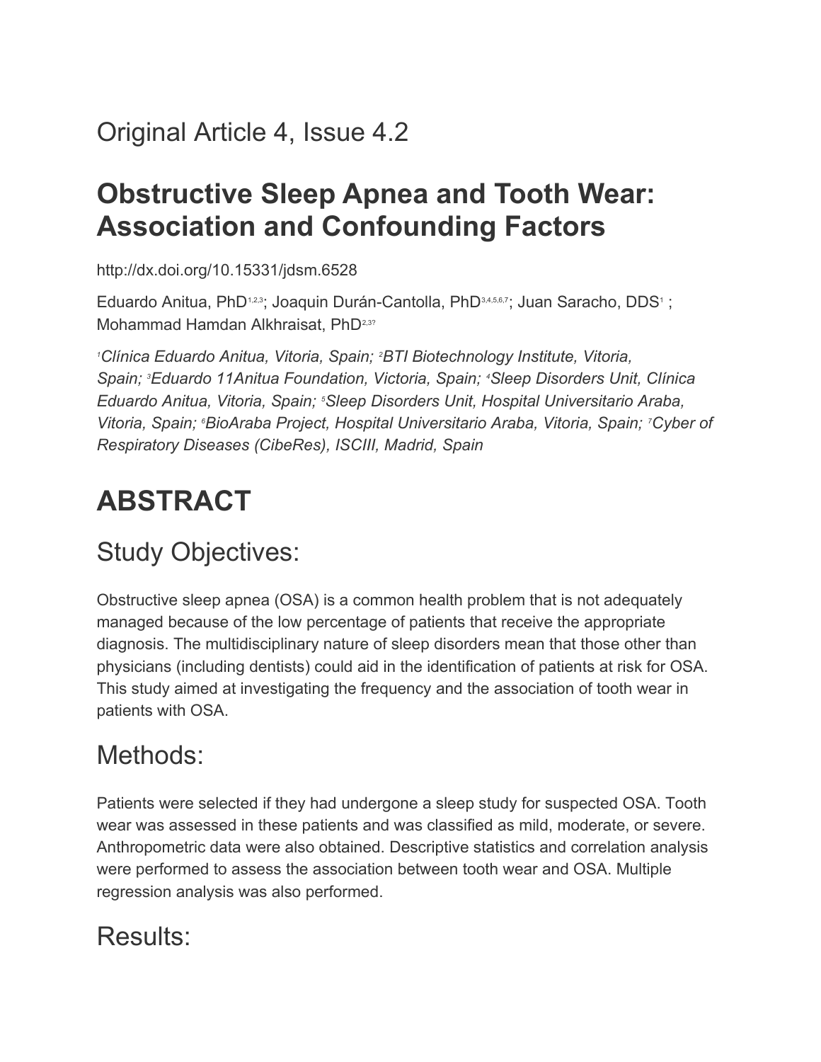Original Article 4, Issue 4.2

# Obstructive Sleep Apnea and Tooth Wear: Association and Confounding Factors

http://dx.doi.org/10.15331/jdsm.6528

Eduardo Anitua, PhD[1,2,3]; Joaquin Durán-Cantolla, PhD[3,4,5,6,7]; Juan Saracho, DDS[1] ; Mohammad Hamdan Alkhraisat, PhD[2,3?]

*[1]Clínica Eduardo Anitua, Vitoria, Spain; [2]BTI Biotechnology Institute, Vitoria, Spain; [3]Eduardo 11Anitua Foundation, Victoria, Spain; [4]Sleep Disorders Unit, Clínica Eduardo Anitua, Vitoria, Spain; [5]Sleep Disorders Unit, Hospital Universitario Araba, Vitoria, Spain; [6]BioAraba Project, Hospital Universitario Araba, Vitoria, Spain; [7]Cyber of Respiratory Diseases (CibeRes), ISCIII, Madrid, Spain*

# ABSTRACT

## Study Objectives:

Obstructive sleep apnea (OSA) is a common health problem that is not adequately managed because of the low percentage of patients that receive the appropriate diagnosis. The multidisciplinary nature of sleep disorders mean that those other than physicians (including dentists) could aid in the identification of patients at risk for OSA. This study aimed at investigating the frequency and the association of tooth wear in patients with OSA.

## Methods:

Patients were selected if they had undergone a sleep study for suspected OSA. Tooth wear was assessed in these patients and was classified as mild, moderate, or severe. Anthropometric data were also obtained. Descriptive statistics and correlation analysis were performed to assess the association between tooth wear and OSA. Multiple regression analysis was also performed.

## Results: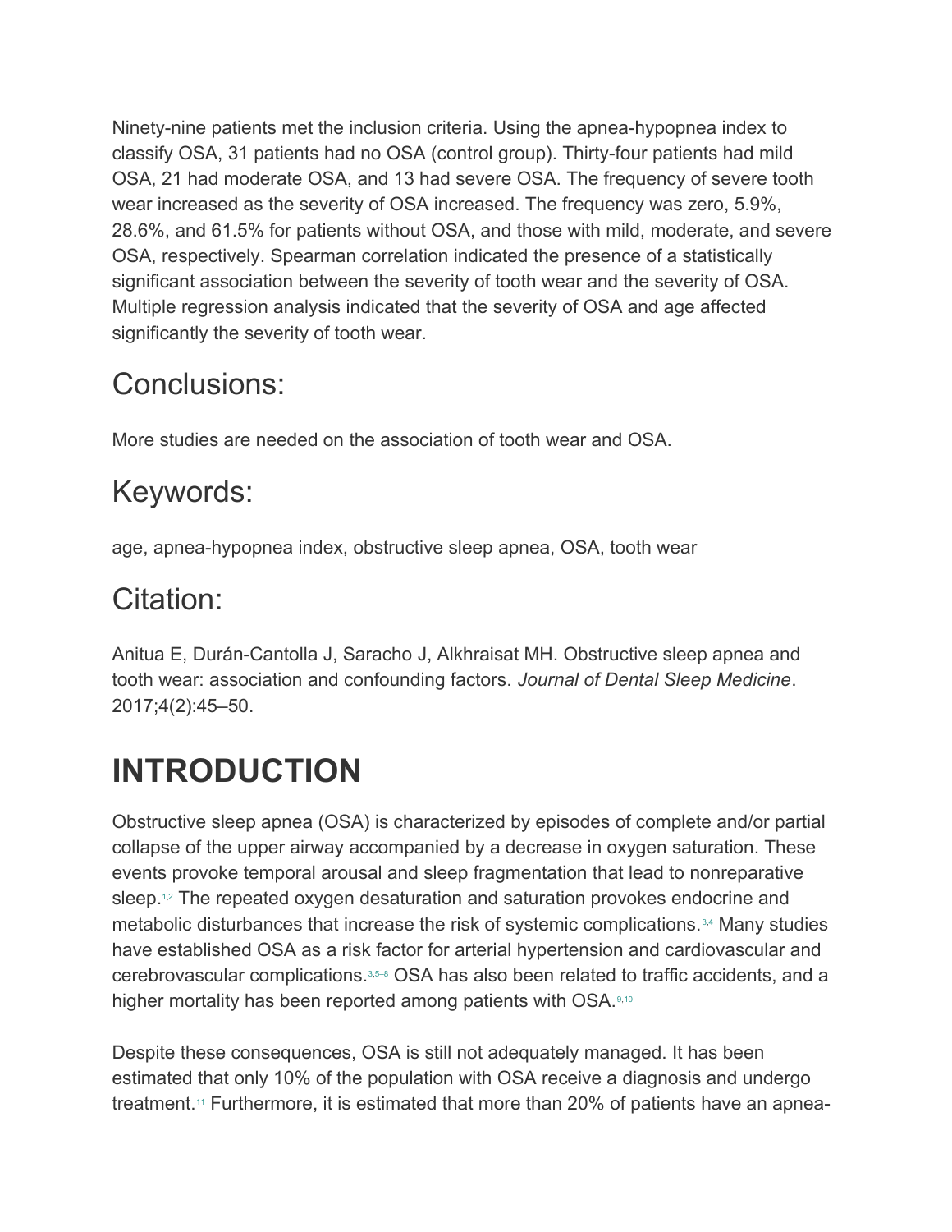Ninety-nine patients met the inclusion criteria. Using the apnea-hypopnea index to classify OSA, 31 patients had no OSA (control group). Thirty-four patients had mild OSA, 21 had moderate OSA, and 13 had severe OSA. The frequency of severe tooth wear increased as the severity of OSA increased. The frequency was zero, 5.9%, 28.6%, and 61.5% for patients without OSA, and those with mild, moderate, and severe OSA, respectively. Spearman correlation indicated the presence of a statistically significant association between the severity of tooth wear and the severity of OSA. Multiple regression analysis indicated that the severity of OSA and age affected significantly the severity of tooth wear.

## Conclusions:

More studies are needed on the association of tooth wear and OSA.

## Keywords:

age, apnea-hypopnea index, obstructive sleep apnea, OSA, tooth wear

## Citation:

Anitua E, Durán-Cantolla J, Saracho J, Alkhraisat MH. Obstructive sleep apnea and tooth wear: association and confounding factors. *Journal of Dental Sleep Medicine*. 2017;4(2):45–50.

# INTRODUCTION

Obstructive sleep apnea (OSA) is characterized by episodes of complete and/or partial collapse of the upper airway accompanied by a decrease in oxygen saturation. These events provoke temporal arousal and sleep fragmentation that lead to nonreparative sleep.[1,2] The repeated oxygen desaturation and saturation provokes endocrine and metabolic disturbances that increase the risk of systemic complications.[3,4] Many studies have established OSA as a risk factor for arterial hypertension and cardiovascular and cerebrovascular complications.[3,5–8] OSA has also been related to traffic accidents, and a higher mortality has been reported among patients with OSA.[9,10]

Despite these consequences, OSA is still not adequately managed. It has been estimated that only 10% of the population with OSA receive a diagnosis and undergo treatment.[11] Furthermore, it is estimated that more than 20% of patients have an apnea-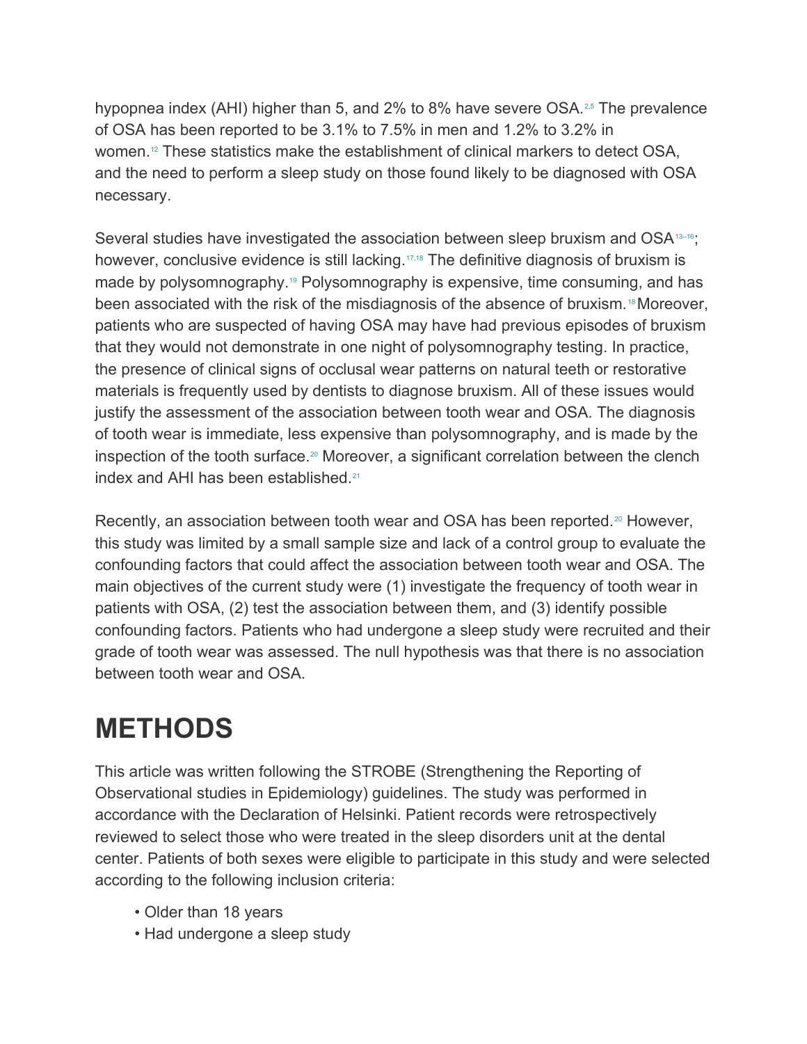hypopnea index (AHI) higher than 5, and 2% to 8% have severe OSA.[2,5] The prevalence of OSA has been reported to be 3.1% to 7.5% in men and 1.2% to 3.2% in women.[12] These statistics make the establishment of clinical markers to detect OSA, and the need to perform a sleep study on those found likely to be diagnosed with OSA necessary.

Several studies have investigated the association between sleep bruxism and OSA[13–16]; however, conclusive evidence is still lacking.[17,18] The definitive diagnosis of bruxism is made by polysomnography.[19] Polysomnography is expensive, time consuming, and has been associated with the risk of the misdiagnosis of the absence of bruxism.[18] Moreover, patients who are suspected of having OSA may have had previous episodes of bruxism that they would not demonstrate in one night of polysomnography testing. In practice, the presence of clinical signs of occlusal wear patterns on natural teeth or restorative materials is frequently used by dentists to diagnose bruxism. All of these issues would justify the assessment of the association between tooth wear and OSA. The diagnosis of tooth wear is immediate, less expensive than polysomnography, and is made by the inspection of the tooth surface.[20] Moreover, a significant correlation between the clench index and AHI has been established.[21]

Recently, an association between tooth wear and OSA has been reported.[20] However, this study was limited by a small sample size and lack of a control group to evaluate the confounding factors that could affect the association between tooth wear and OSA. The main objectives of the current study were (1) investigate the frequency of tooth wear in patients with OSA, (2) test the association between them, and (3) identify possible confounding factors. Patients who had undergone a sleep study were recruited and their grade of tooth wear was assessed. The null hypothesis was that there is no association between tooth wear and OSA.

# METHODS

This article was written following the STROBE (Strengthening the Reporting of Observational studies in Epidemiology) guidelines. The study was performed in accordance with the Declaration of Helsinki. Patient records were retrospectively reviewed to select those who were treated in the sleep disorders unit at the dental center. Patients of both sexes were eligible to participate in this study and were selected according to the following inclusion criteria:

- Older than 18 years
- Had undergone a sleep study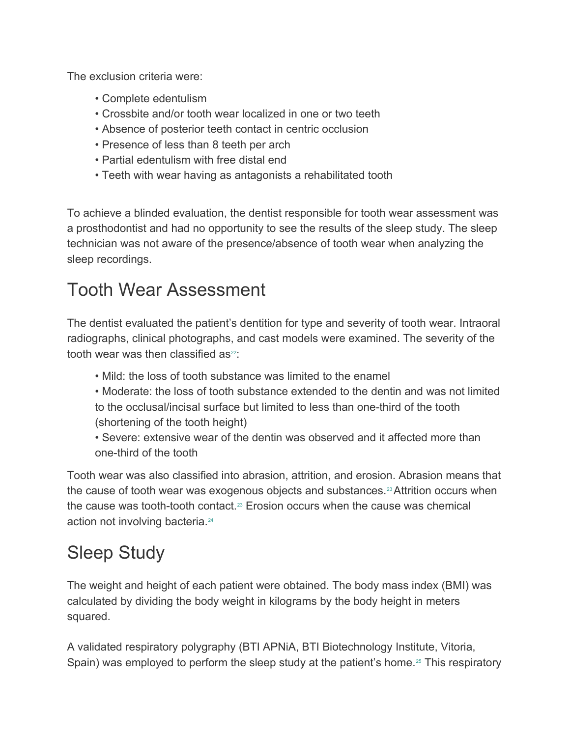The exclusion criteria were:

- Complete edentulism
- Crossbite and/or tooth wear localized in one or two teeth
- Absence of posterior teeth contact in centric occlusion
- Presence of less than 8 teeth per arch
- Partial edentulism with free distal end
- Teeth with wear having as antagonists a rehabilitated tooth

To achieve a blinded evaluation, the dentist responsible for tooth wear assessment was a prosthodontist and had no opportunity to see the results of the sleep study. The sleep technician was not aware of the presence/absence of tooth wear when analyzing the sleep recordings.

## Tooth Wear Assessment

The dentist evaluated the patient's dentition for type and severity of tooth wear. Intraoral radiographs, clinical photographs, and cast models were examined. The severity of the tooth wear was then classified as[22]:

- Mild: the loss of tooth substance was limited to the enamel
- Moderate: the loss of tooth substance extended to the dentin and was not limited to the occlusal/incisal surface but limited to less than one-third of the tooth (shortening of the tooth height)
- Severe: extensive wear of the dentin was observed and it affected more than one-third of the tooth

Tooth wear was also classified into abrasion, attrition, and erosion. Abrasion means that the cause of tooth wear was exogenous objects and substances.[23] Attrition occurs when the cause was tooth-tooth contact.[23] Erosion occurs when the cause was chemical action not involving bacteria.[24]

## Sleep Study

The weight and height of each patient were obtained. The body mass index (BMI) was calculated by dividing the body weight in kilograms by the body height in meters squared.

A validated respiratory polygraphy (BTI APNiA, BTI Biotechnology Institute, Vitoria, Spain) was employed to perform the sleep study at the patient's home.[25] This respiratory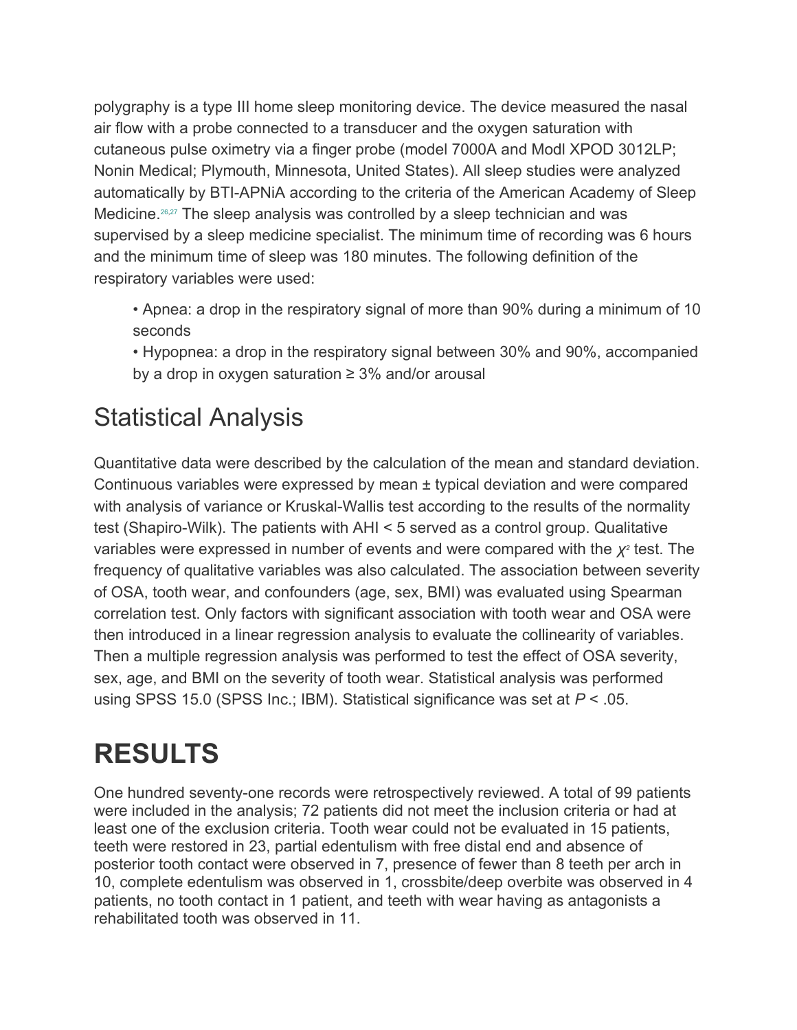polygraphy is a type III home sleep monitoring device. The device measured the nasal air flow with a probe connected to a transducer and the oxygen saturation with cutaneous pulse oximetry via a finger probe (model 7000A and Modl XPOD 3012LP; Nonin Medical; Plymouth, Minnesota, United States). All sleep studies were analyzed automatically by BTI-APNiA according to the criteria of the American Academy of Sleep Medicine.[26,27] The sleep analysis was controlled by a sleep technician and was supervised by a sleep medicine specialist. The minimum time of recording was 6 hours and the minimum time of sleep was 180 minutes. The following definition of the respiratory variables were used:

- Apnea: a drop in the respiratory signal of more than 90% during a minimum of 10 seconds
- Hypopnea: a drop in the respiratory signal between 30% and 90%, accompanied by a drop in oxygen saturation ≥ 3% and/or arousal

## Statistical Analysis

Quantitative data were described by the calculation of the mean and standard deviation. Continuous variables were expressed by mean ± typical deviation and were compared with analysis of variance or Kruskal-Wallis test according to the results of the normality test (Shapiro-Wilk). The patients with AHI < 5 served as a control group. Qualitative variables were expressed in number of events and were compared with the $\chi^2$ test. The frequency of qualitative variables was also calculated. The association between severity of OSA, tooth wear, and confounders (age, sex, BMI) was evaluated using Spearman correlation test. Only factors with significant association with tooth wear and OSA were then introduced in a linear regression analysis to evaluate the collinearity of variables. Then a multiple regression analysis was performed to test the effect of OSA severity, sex, age, and BMI on the severity of tooth wear. Statistical analysis was performed using SPSS 15.0 (SPSS Inc.; IBM). Statistical significance was set at $P < .05$.

# RESULTS

One hundred seventy-one records were retrospectively reviewed. A total of 99 patients were included in the analysis; 72 patients did not meet the inclusion criteria or had at least one of the exclusion criteria. Tooth wear could not be evaluated in 15 patients, teeth were restored in 23, partial edentulism with free distal end and absence of posterior tooth contact were observed in 7, presence of fewer than 8 teeth per arch in 10, complete edentulism was observed in 1, crossbite/deep overbite was observed in 4 patients, no tooth contact in 1 patient, and teeth with wear having as antagonists a rehabilitated tooth was observed in 11.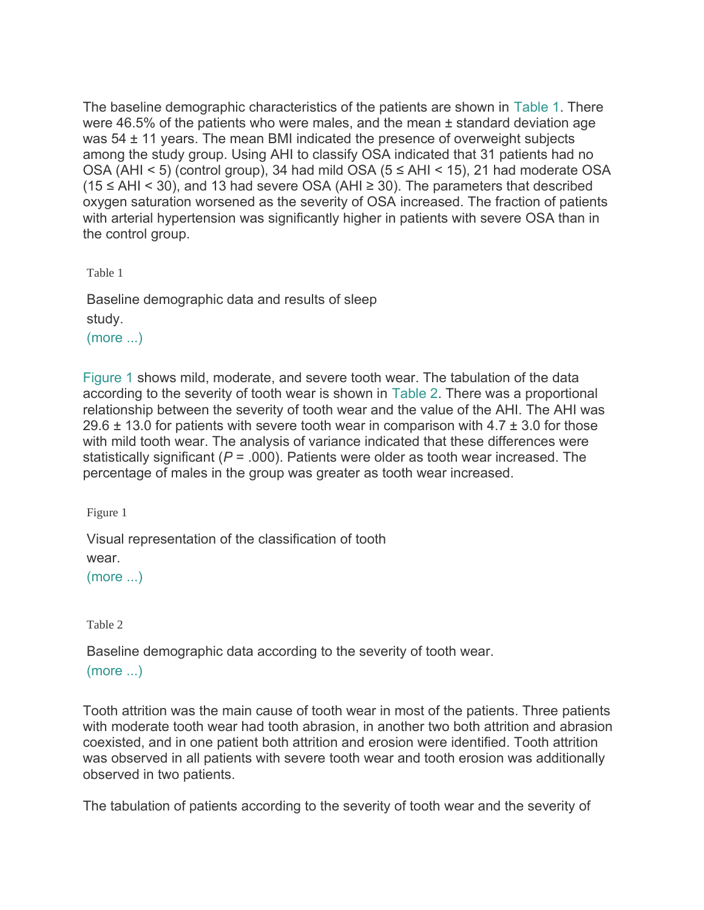The baseline demographic characteristics of the patients are shown in Table 1. There were 46.5% of the patients who were males, and the mean ± standard deviation age was 54 ± 11 years. The mean BMI indicated the presence of overweight subjects among the study group. Using AHI to classify OSA indicated that 31 patients had no OSA (AHI < 5) (control group), 34 had mild OSA (5 ≤ AHI < 15), 21 had moderate OSA (15 ≤ AHI < 30), and 13 had severe OSA (AHI ≥ 30). The parameters that described oxygen saturation worsened as the severity of OSA increased. The fraction of patients with arterial hypertension was significantly higher in patients with severe OSA than in the control group.

Table 1

Baseline demographic data and results of sleep study.
(more ...)

Figure 1 shows mild, moderate, and severe tooth wear. The tabulation of the data according to the severity of tooth wear is shown in Table 2. There was a proportional relationship between the severity of tooth wear and the value of the AHI. The AHI was 29.6 ± 13.0 for patients with severe tooth wear in comparison with 4.7 ± 3.0 for those with mild tooth wear. The analysis of variance indicated that these differences were statistically significant ($P$ = .000). Patients were older as tooth wear increased. The percentage of males in the group was greater as tooth wear increased.

Figure 1

Visual representation of the classification of tooth wear.
(more ...)

Table 2

Baseline demographic data according to the severity of tooth wear.
(more ...)

Tooth attrition was the main cause of tooth wear in most of the patients. Three patients with moderate tooth wear had tooth abrasion, in another two both attrition and abrasion coexisted, and in one patient both attrition and erosion were identified. Tooth attrition was observed in all patients with severe tooth wear and tooth erosion was additionally observed in two patients.

The tabulation of patients according to the severity of tooth wear and the severity of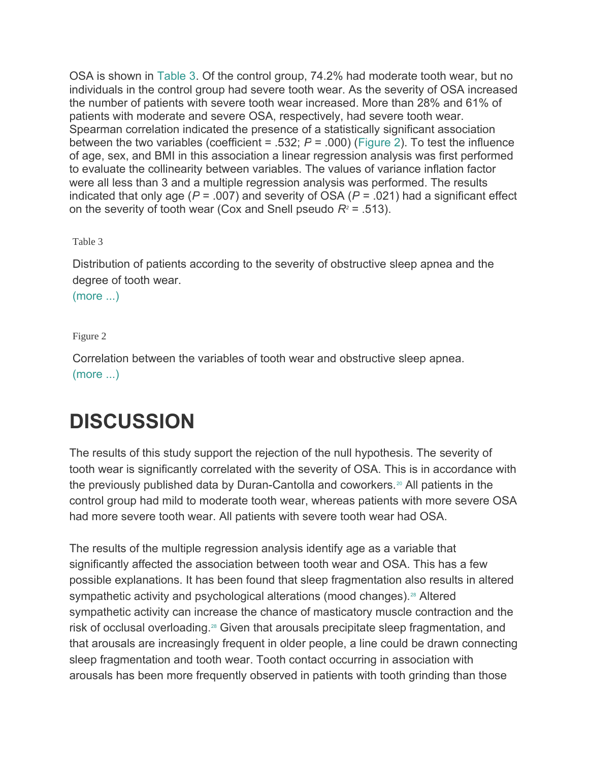OSA is shown in Table 3. Of the control group, 74.2% had moderate tooth wear, but no individuals in the control group had severe tooth wear. As the severity of OSA increased the number of patients with severe tooth wear increased. More than 28% and 61% of patients with moderate and severe OSA, respectively, had severe tooth wear. Spearman correlation indicated the presence of a statistically significant association between the two variables (coefficient = .532; $P$ = .000) (Figure 2). To test the influence of age, sex, and BMI in this association a linear regression analysis was first performed to evaluate the collinearity between variables. The values of variance inflation factor were all less than 3 and a multiple regression analysis was performed. The results indicated that only age ($P$ = .007) and severity of OSA ($P$ = .021) had a significant effect on the severity of tooth wear (Cox and Snell pseudo $R^2$ = .513).

Table 3

Distribution of patients according to the severity of obstructive sleep apnea and the degree of tooth wear.
(more ...)

Figure 2

Correlation between the variables of tooth wear and obstructive sleep apnea.
(more ...)

# DISCUSSION

The results of this study support the rejection of the null hypothesis. The severity of tooth wear is significantly correlated with the severity of OSA. This is in accordance with the previously published data by Duran-Cantolla and coworkers.[20] All patients in the control group had mild to moderate tooth wear, whereas patients with more severe OSA had more severe tooth wear. All patients with severe tooth wear had OSA.

The results of the multiple regression analysis identify age as a variable that significantly affected the association between tooth wear and OSA. This has a few possible explanations. It has been found that sleep fragmentation also results in altered sympathetic activity and psychological alterations (mood changes).[28] Altered sympathetic activity can increase the chance of masticatory muscle contraction and the risk of occlusal overloading.[28] Given that arousals precipitate sleep fragmentation, and that arousals are increasingly frequent in older people, a line could be drawn connecting sleep fragmentation and tooth wear. Tooth contact occurring in association with arousals has been more frequently observed in patients with tooth grinding than those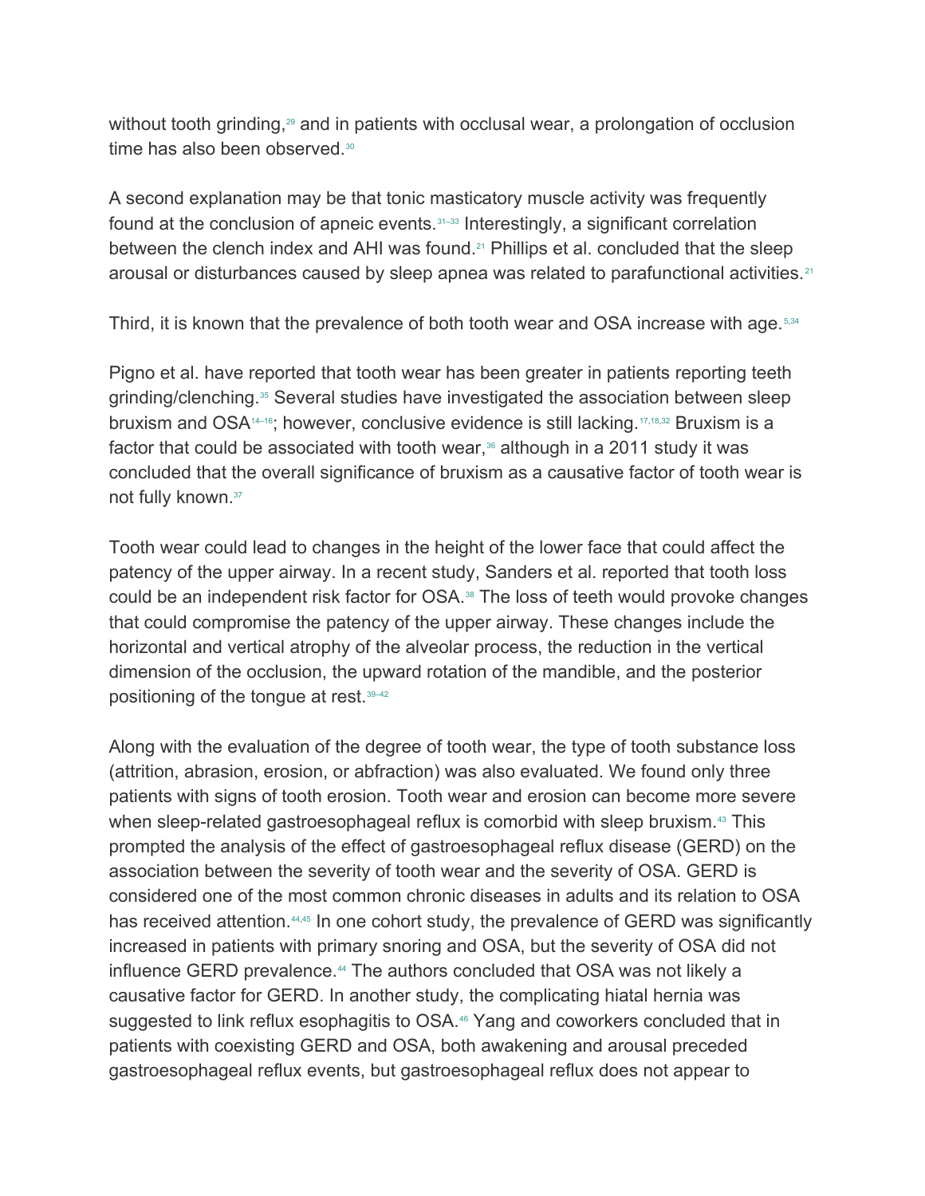without tooth grinding,[29] and in patients with occlusal wear, a prolongation of occlusion time has also been observed.[30]

A second explanation may be that tonic masticatory muscle activity was frequently found at the conclusion of apneic events.[31–33] Interestingly, a significant correlation between the clench index and AHI was found.[21] Phillips et al. concluded that the sleep arousal or disturbances caused by sleep apnea was related to parafunctional activities.[21]

Third, it is known that the prevalence of both tooth wear and OSA increase with age.[5,34]

Pigno et al. have reported that tooth wear has been greater in patients reporting teeth grinding/clenching.[35] Several studies have investigated the association between sleep bruxism and OSA[14–16]; however, conclusive evidence is still lacking.[17,18,32] Bruxism is a factor that could be associated with tooth wear,[36] although in a 2011 study it was concluded that the overall significance of bruxism as a causative factor of tooth wear is not fully known.[37]

Tooth wear could lead to changes in the height of the lower face that could affect the patency of the upper airway. In a recent study, Sanders et al. reported that tooth loss could be an independent risk factor for OSA.[38] The loss of teeth would provoke changes that could compromise the patency of the upper airway. These changes include the horizontal and vertical atrophy of the alveolar process, the reduction in the vertical dimension of the occlusion, the upward rotation of the mandible, and the posterior positioning of the tongue at rest.[39–42]

Along with the evaluation of the degree of tooth wear, the type of tooth substance loss (attrition, abrasion, erosion, or abfraction) was also evaluated. We found only three patients with signs of tooth erosion. Tooth wear and erosion can become more severe when sleep-related gastroesophageal reflux is comorbid with sleep bruxism.[43] This prompted the analysis of the effect of gastroesophageal reflux disease (GERD) on the association between the severity of tooth wear and the severity of OSA. GERD is considered one of the most common chronic diseases in adults and its relation to OSA has received attention.[44,45] In one cohort study, the prevalence of GERD was significantly increased in patients with primary snoring and OSA, but the severity of OSA did not influence GERD prevalence.[44] The authors concluded that OSA was not likely a causative factor for GERD. In another study, the complicating hiatal hernia was suggested to link reflux esophagitis to OSA.[46] Yang and coworkers concluded that in patients with coexisting GERD and OSA, both awakening and arousal preceded gastroesophageal reflux events, but gastroesophageal reflux does not appear to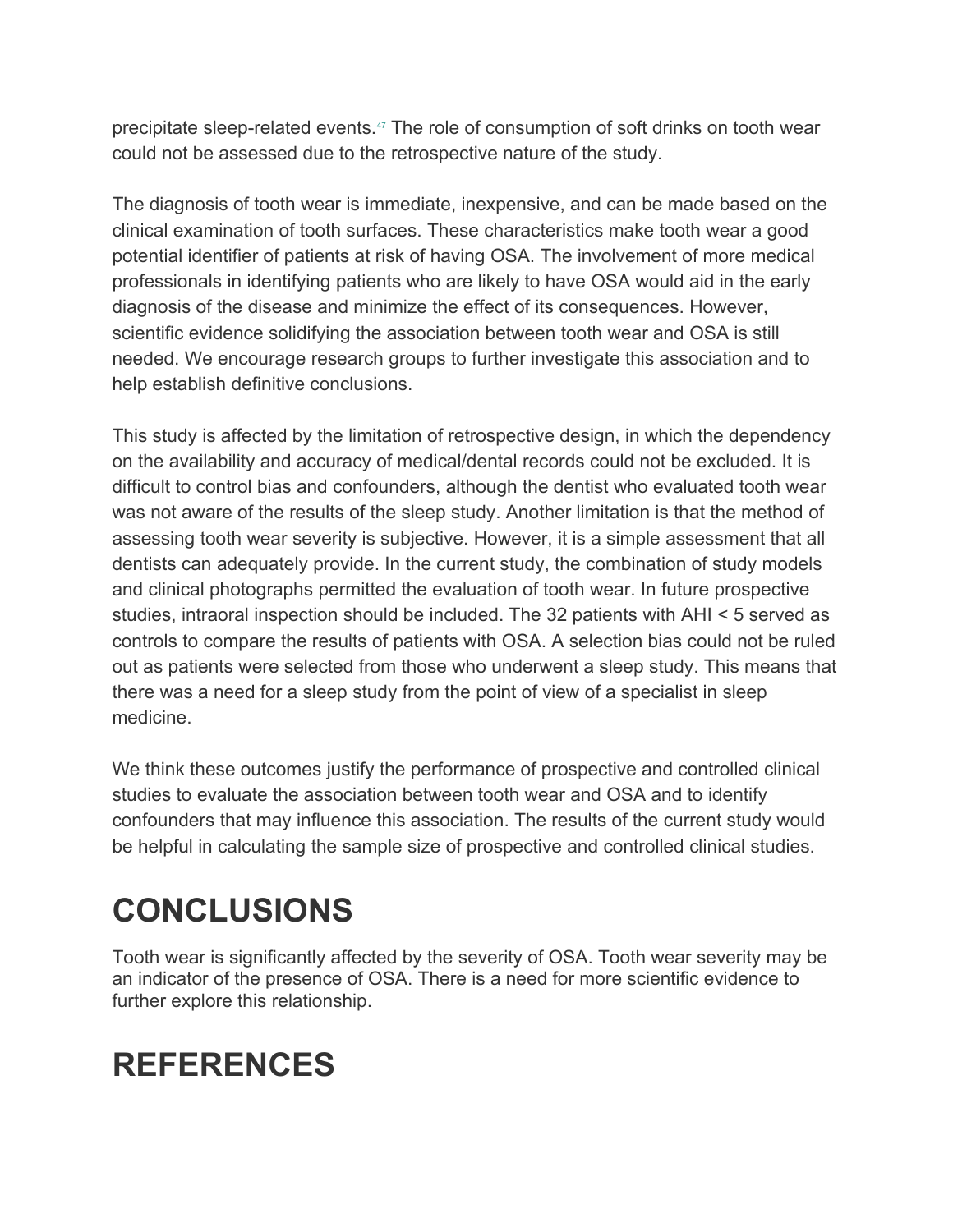precipitate sleep-related events.[47] The role of consumption of soft drinks on tooth wear could not be assessed due to the retrospective nature of the study.

The diagnosis of tooth wear is immediate, inexpensive, and can be made based on the clinical examination of tooth surfaces. These characteristics make tooth wear a good potential identifier of patients at risk of having OSA. The involvement of more medical professionals in identifying patients who are likely to have OSA would aid in the early diagnosis of the disease and minimize the effect of its consequences. However, scientific evidence solidifying the association between tooth wear and OSA is still needed. We encourage research groups to further investigate this association and to help establish definitive conclusions.

This study is affected by the limitation of retrospective design, in which the dependency on the availability and accuracy of medical/dental records could not be excluded. It is difficult to control bias and confounders, although the dentist who evaluated tooth wear was not aware of the results of the sleep study. Another limitation is that the method of assessing tooth wear severity is subjective. However, it is a simple assessment that all dentists can adequately provide. In the current study, the combination of study models and clinical photographs permitted the evaluation of tooth wear. In future prospective studies, intraoral inspection should be included. The 32 patients with AHI < 5 served as controls to compare the results of patients with OSA. A selection bias could not be ruled out as patients were selected from those who underwent a sleep study. This means that there was a need for a sleep study from the point of view of a specialist in sleep medicine.

We think these outcomes justify the performance of prospective and controlled clinical studies to evaluate the association between tooth wear and OSA and to identify confounders that may influence this association. The results of the current study would be helpful in calculating the sample size of prospective and controlled clinical studies.

# CONCLUSIONS

Tooth wear is significantly affected by the severity of OSA. Tooth wear severity may be an indicator of the presence of OSA. There is a need for more scientific evidence to further explore this relationship.

# REFERENCES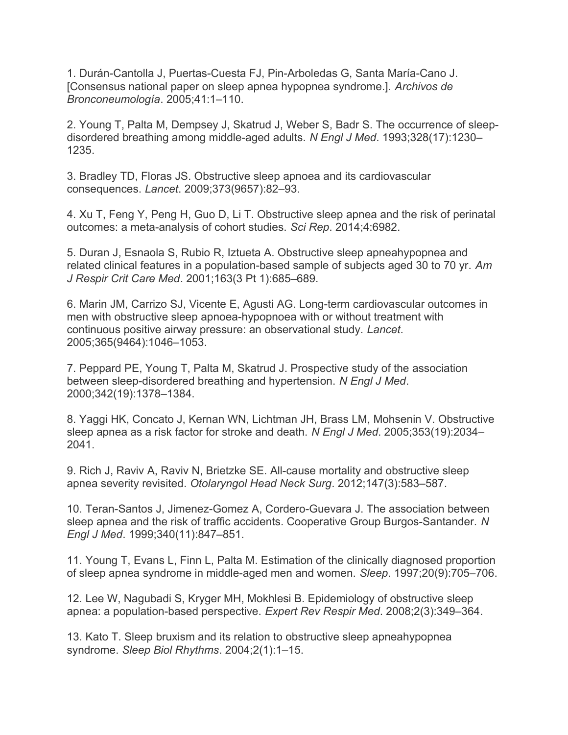1. Durán-Cantolla J, Puertas-Cuesta FJ, Pin-Arboledas G, Santa María-Cano J. [Consensus national paper on sleep apnea hypopnea syndrome.]. *Archivos de Bronconeumología*. 2005;41:1–110.

2. Young T, Palta M, Dempsey J, Skatrud J, Weber S, Badr S. The occurrence of sleep-disordered breathing among middle-aged adults. *N Engl J Med*. 1993;328(17):1230–1235.

3. Bradley TD, Floras JS. Obstructive sleep apnoea and its cardiovascular consequences. *Lancet*. 2009;373(9657):82–93.

4. Xu T, Feng Y, Peng H, Guo D, Li T. Obstructive sleep apnea and the risk of perinatal outcomes: a meta-analysis of cohort studies. *Sci Rep*. 2014;4:6982.

5. Duran J, Esnaola S, Rubio R, Iztueta A. Obstructive sleep apneahypopnea and related clinical features in a population-based sample of subjects aged 30 to 70 yr. *Am J Respir Crit Care Med*. 2001;163(3 Pt 1):685–689.

6. Marin JM, Carrizo SJ, Vicente E, Agusti AG. Long-term cardiovascular outcomes in men with obstructive sleep apnoea-hypopnoea with or without treatment with continuous positive airway pressure: an observational study. *Lancet*. 2005;365(9464):1046–1053.

7. Peppard PE, Young T, Palta M, Skatrud J. Prospective study of the association between sleep-disordered breathing and hypertension. *N Engl J Med*. 2000;342(19):1378–1384.

8. Yaggi HK, Concato J, Kernan WN, Lichtman JH, Brass LM, Mohsenin V. Obstructive sleep apnea as a risk factor for stroke and death. *N Engl J Med*. 2005;353(19):2034–2041.

9. Rich J, Raviv A, Raviv N, Brietzke SE. All-cause mortality and obstructive sleep apnea severity revisited. *Otolaryngol Head Neck Surg*. 2012;147(3):583–587.

10. Teran-Santos J, Jimenez-Gomez A, Cordero-Guevara J. The association between sleep apnea and the risk of traffic accidents. Cooperative Group Burgos-Santander. *N Engl J Med*. 1999;340(11):847–851.

11. Young T, Evans L, Finn L, Palta M. Estimation of the clinically diagnosed proportion of sleep apnea syndrome in middle-aged men and women. *Sleep*. 1997;20(9):705–706.

12. Lee W, Nagubadi S, Kryger MH, Mokhlesi B. Epidemiology of obstructive sleep apnea: a population-based perspective. *Expert Rev Respir Med*. 2008;2(3):349–364.

13. Kato T. Sleep bruxism and its relation to obstructive sleep apneahypopnea syndrome. *Sleep Biol Rhythms*. 2004;2(1):1–15.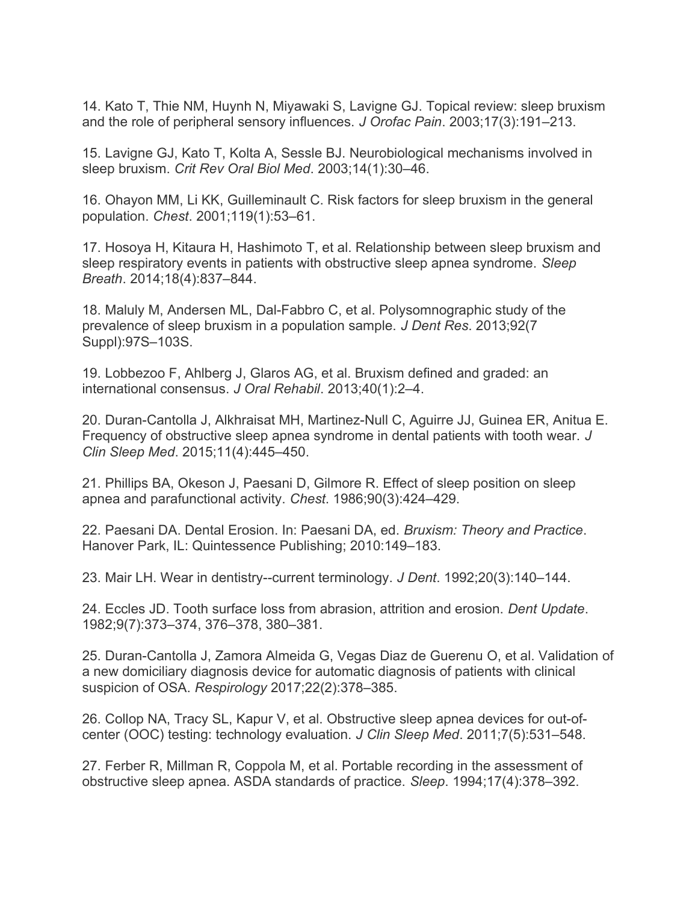14. Kato T, Thie NM, Huynh N, Miyawaki S, Lavigne GJ. Topical review: sleep bruxism and the role of peripheral sensory influences. *J Orofac Pain*. 2003;17(3):191–213.

15. Lavigne GJ, Kato T, Kolta A, Sessle BJ. Neurobiological mechanisms involved in sleep bruxism. *Crit Rev Oral Biol Med*. 2003;14(1):30–46.

16. Ohayon MM, Li KK, Guilleminault C. Risk factors for sleep bruxism in the general population. *Chest*. 2001;119(1):53–61.

17. Hosoya H, Kitaura H, Hashimoto T, et al. Relationship between sleep bruxism and sleep respiratory events in patients with obstructive sleep apnea syndrome. *Sleep Breath*. 2014;18(4):837–844.

18. Maluly M, Andersen ML, Dal-Fabbro C, et al. Polysomnographic study of the prevalence of sleep bruxism in a population sample. *J Dent Res*. 2013;92(7 Suppl):97S–103S.

19. Lobbezoo F, Ahlberg J, Glaros AG, et al. Bruxism defined and graded: an international consensus. *J Oral Rehabil*. 2013;40(1):2–4.

20. Duran-Cantolla J, Alkhraisat MH, Martinez-Null C, Aguirre JJ, Guinea ER, Anitua E. Frequency of obstructive sleep apnea syndrome in dental patients with tooth wear. *J Clin Sleep Med*. 2015;11(4):445–450.

21. Phillips BA, Okeson J, Paesani D, Gilmore R. Effect of sleep position on sleep apnea and parafunctional activity. *Chest*. 1986;90(3):424–429.

22. Paesani DA. Dental Erosion. In: Paesani DA, ed. *Bruxism: Theory and Practice*. Hanover Park, IL: Quintessence Publishing; 2010:149–183.

23. Mair LH. Wear in dentistry--current terminology. *J Dent*. 1992;20(3):140–144.

24. Eccles JD. Tooth surface loss from abrasion, attrition and erosion. *Dent Update*. 1982;9(7):373–374, 376–378, 380–381.

25. Duran-Cantolla J, Zamora Almeida G, Vegas Diaz de Guerenu O, et al. Validation of a new domiciliary diagnosis device for automatic diagnosis of patients with clinical suspicion of OSA. *Respirology* 2017;22(2):378–385.

26. Collop NA, Tracy SL, Kapur V, et al. Obstructive sleep apnea devices for out-of-center (OOC) testing: technology evaluation. *J Clin Sleep Med*. 2011;7(5):531–548.

27. Ferber R, Millman R, Coppola M, et al. Portable recording in the assessment of obstructive sleep apnea. ASDA standards of practice. *Sleep*. 1994;17(4):378–392.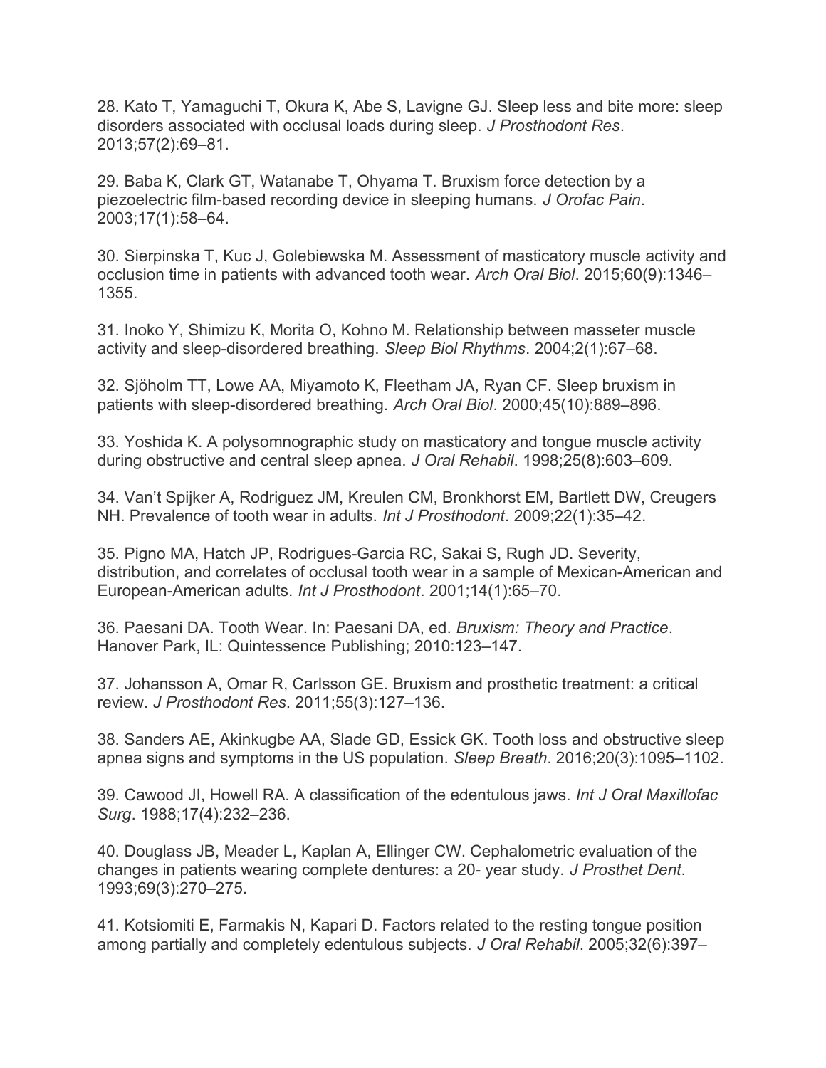28. Kato T, Yamaguchi T, Okura K, Abe S, Lavigne GJ. Sleep less and bite more: sleep disorders associated with occlusal loads during sleep. *J Prosthodont Res*. 2013;57(2):69–81.

29. Baba K, Clark GT, Watanabe T, Ohyama T. Bruxism force detection by a piezoelectric film-based recording device in sleeping humans. *J Orofac Pain*. 2003;17(1):58–64.

30. Sierpinska T, Kuc J, Golebiewska M. Assessment of masticatory muscle activity and occlusion time in patients with advanced tooth wear. *Arch Oral Biol*. 2015;60(9):1346–1355.

31. Inoko Y, Shimizu K, Morita O, Kohno M. Relationship between masseter muscle activity and sleep-disordered breathing. *Sleep Biol Rhythms*. 2004;2(1):67–68.

32. Sjöholm TT, Lowe AA, Miyamoto K, Fleetham JA, Ryan CF. Sleep bruxism in patients with sleep-disordered breathing. *Arch Oral Biol*. 2000;45(10):889–896.

33. Yoshida K. A polysomnographic study on masticatory and tongue muscle activity during obstructive and central sleep apnea. *J Oral Rehabil*. 1998;25(8):603–609.

34. Van't Spijker A, Rodriguez JM, Kreulen CM, Bronkhorst EM, Bartlett DW, Creugers NH. Prevalence of tooth wear in adults. *Int J Prosthodont*. 2009;22(1):35–42.

35. Pigno MA, Hatch JP, Rodrigues-Garcia RC, Sakai S, Rugh JD. Severity, distribution, and correlates of occlusal tooth wear in a sample of Mexican-American and European-American adults. *Int J Prosthodont*. 2001;14(1):65–70.

36. Paesani DA. Tooth Wear. In: Paesani DA, ed. *Bruxism: Theory and Practice*. Hanover Park, IL: Quintessence Publishing; 2010:123–147.

37. Johansson A, Omar R, Carlsson GE. Bruxism and prosthetic treatment: a critical review. *J Prosthodont Res*. 2011;55(3):127–136.

38. Sanders AE, Akinkugbe AA, Slade GD, Essick GK. Tooth loss and obstructive sleep apnea signs and symptoms in the US population. *Sleep Breath*. 2016;20(3):1095–1102.

39. Cawood JI, Howell RA. A classification of the edentulous jaws. *Int J Oral Maxillofac Surg*. 1988;17(4):232–236.

40. Douglass JB, Meader L, Kaplan A, Ellinger CW. Cephalometric evaluation of the changes in patients wearing complete dentures: a 20- year study. *J Prosthet Dent*. 1993;69(3):270–275.

41. Kotsiomiti E, Farmakis N, Kapari D. Factors related to the resting tongue position among partially and completely edentulous subjects. *J Oral Rehabil*. 2005;32(6):397–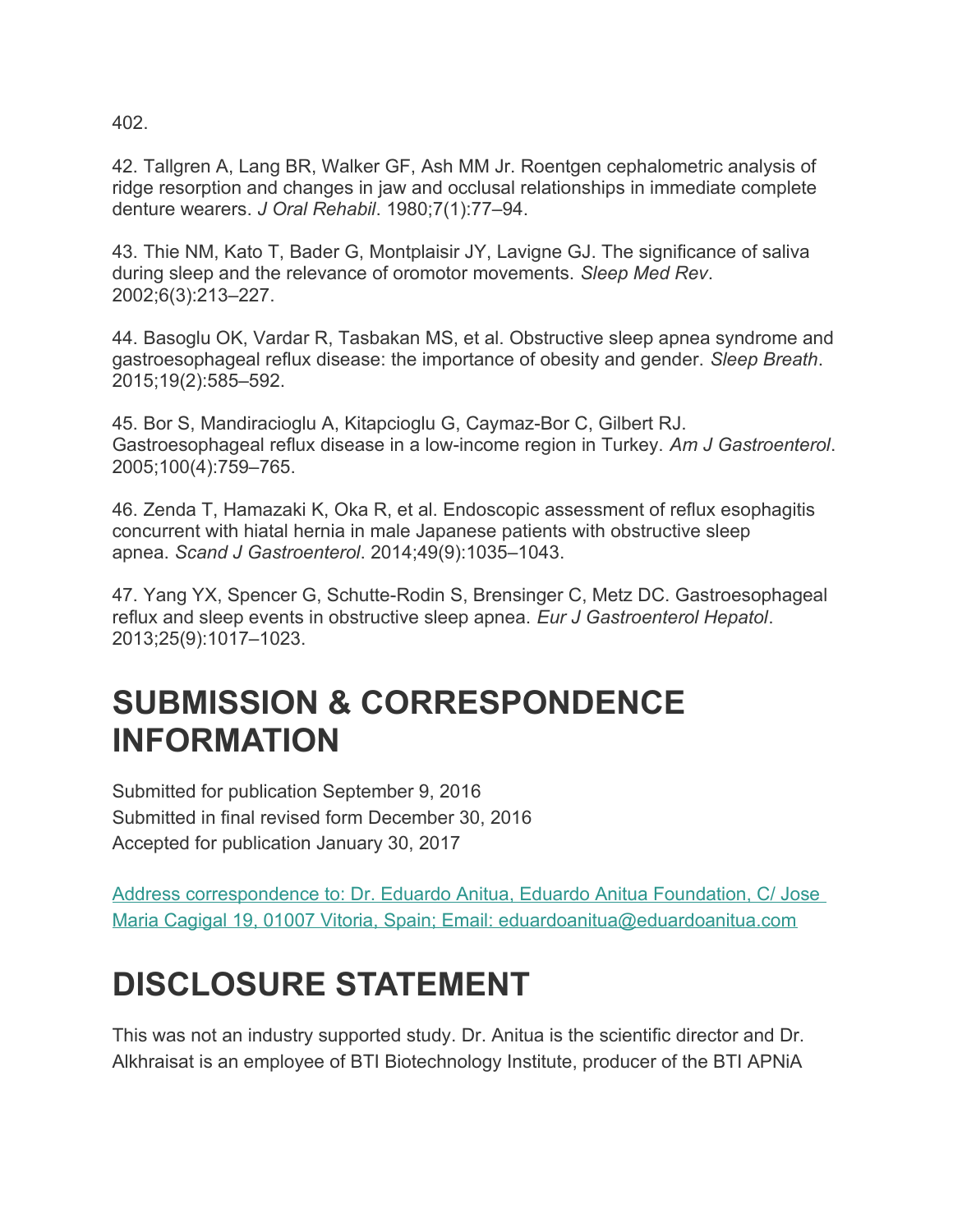402.

42. Tallgren A, Lang BR, Walker GF, Ash MM Jr. Roentgen cephalometric analysis of ridge resorption and changes in jaw and occlusal relationships in immediate complete denture wearers. *J Oral Rehabil*. 1980;7(1):77–94.

43. Thie NM, Kato T, Bader G, Montplaisir JY, Lavigne GJ. The significance of saliva during sleep and the relevance of oromotor movements. *Sleep Med Rev*. 2002;6(3):213–227.

44. Basoglu OK, Vardar R, Tasbakan MS, et al. Obstructive sleep apnea syndrome and gastroesophageal reflux disease: the importance of obesity and gender. *Sleep Breath*. 2015;19(2):585–592.

45. Bor S, Mandiracioglu A, Kitapcioglu G, Caymaz-Bor C, Gilbert RJ. Gastroesophageal reflux disease in a low-income region in Turkey. *Am J Gastroenterol*. 2005;100(4):759–765.

46. Zenda T, Hamazaki K, Oka R, et al. Endoscopic assessment of reflux esophagitis concurrent with hiatal hernia in male Japanese patients with obstructive sleep apnea. *Scand J Gastroenterol*. 2014;49(9):1035–1043.

47. Yang YX, Spencer G, Schutte-Rodin S, Brensinger C, Metz DC. Gastroesophageal reflux and sleep events in obstructive sleep apnea. *Eur J Gastroenterol Hepatol*. 2013;25(9):1017–1023.

# SUBMISSION & CORRESPONDENCE INFORMATION

Submitted for publication September 9, 2016
Submitted in final revised form December 30, 2016
Accepted for publication January 30, 2017

Address correspondence to: Dr. Eduardo Anitua, Eduardo Anitua Foundation, C/ Jose Maria Cagigal 19, 01007 Vitoria, Spain; Email: eduardoanitua@eduardoanitua.com

# DISCLOSURE STATEMENT

This was not an industry supported study. Dr. Anitua is the scientific director and Dr. Alkhraisat is an employee of BTI Biotechnology Institute, producer of the BTI APNiA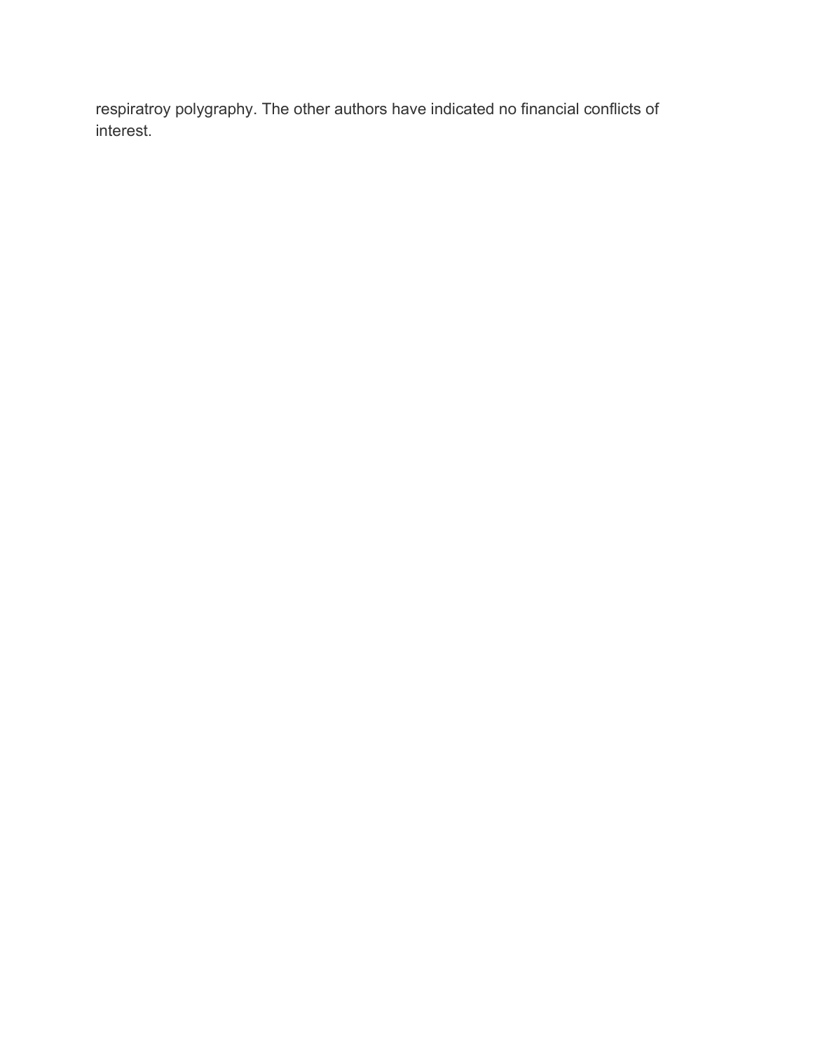respiratroy polygraphy. The other authors have indicated no financial conflicts of interest.